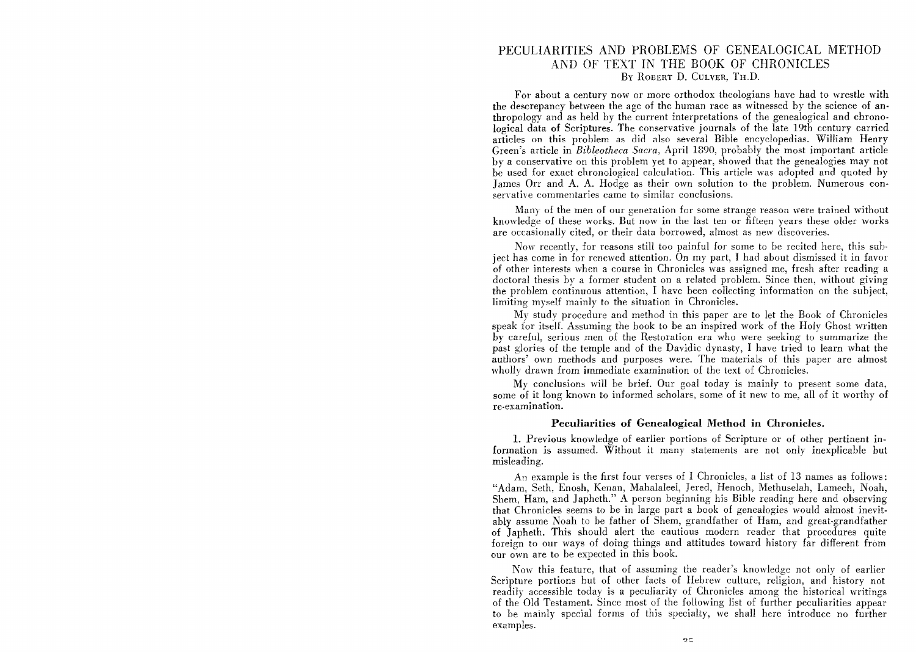# PECULIARITIES AND PROBLEMS OF GENEALOGICAL METHOD AND OF TEXT IN THE BOOK OF CHRONICLES

By Robert D. Culver, Th.D.

For about a century now or more orthodox theologians have had to wrestle with the descrepancy between the age of the human race as witnessed by the science of anthropology and as held by the current interpretations of the genealogical and chronological data of Scriptures. The conservative journals of the late 19th century carried articles on this problem as did also several Bible encyclopedias. William Henry Green's article in *Bibleotheca Sacra*, April 1890, probably the most important article by a conservative on this problem yet to appear, showed that the genealogies may not be used for exact chronological calculation. This article was adopted and quoted by James Orr and A. A. Hodge as their own solution to the problem. Numerous conservative commentaries came to similar conclusions.

Many of the men of our generation for some strange reason were trained without knowledge of these works. But now in the last ten or fifteen years these older works are occasionally cited, or their data borrowed, almost as new discoveries.

Now recently, for reasons still too painful for some to be recited here, this subject has come in for renewed attention. On my part, I had about dismissed it in favor of other interests when a course in Chronicles was assigned me, fresh after reading a doctoral thesis by a former student on a related problem. Since then, without giving the problem continuous attention, I have been collecting information on the subject, limiting myself mainly to the situation in Chronicles.

My study procedure and method in this paper are to let the Book of Chronicles speak for itself. Assuming the book to be an inspired work of the Holy Ghost written by careful, serious men of the Restoration era who were seeking to summarize the past glories of the temple and of the Davidic dynasty, I have tried to learn what the authors' own methods and purposes were. The materials of this paper are almost wholly drawn from immediate examination of the text of Chronicles.

My conclusions will be brief. Our goal today is mainly to present some data, some of it long known to informed scholars, some of it new to me, all of it worthy of re-examination.

## Peculiarities of Genealogical Method in Chronicles.

1. Previous knowledge of earlier portions of Scripture or of other pertinent information is assumed. Without it many statements are not only inexplicable but misleading.

An example is the first four verses of I Chronicles, a list of 13 names as follows: "Adam, Seth, Enosh, Kenan, Mahalaleel, Jered, Henoch, Methuselah, Lamech, Noah, Shem, Ham, and Japheth." A person beginning his Bible reading here and observing that Chronicles seems to be in large part a book of genealogies would almost inevitably assume Noah to be father of Shem, grandfather of Ham, and great-grandfather of Japheth. This should alert the cautious modern reader that procedures quite foreign to our ways of doing things and attitudes toward history far different from our own are to be expected in this book.

Now this feature, that of assuming the reader's knowledge not only of earlier Scripture portions but of other facts of Hebrew culture, religion, and history not readily accessible today is a peculiarity of Chronicles among the historical writings of the Old Testament. Since most of the following list of further peculiarities appear to be mainly special forms of this specialty, we shall here introduce no further examples.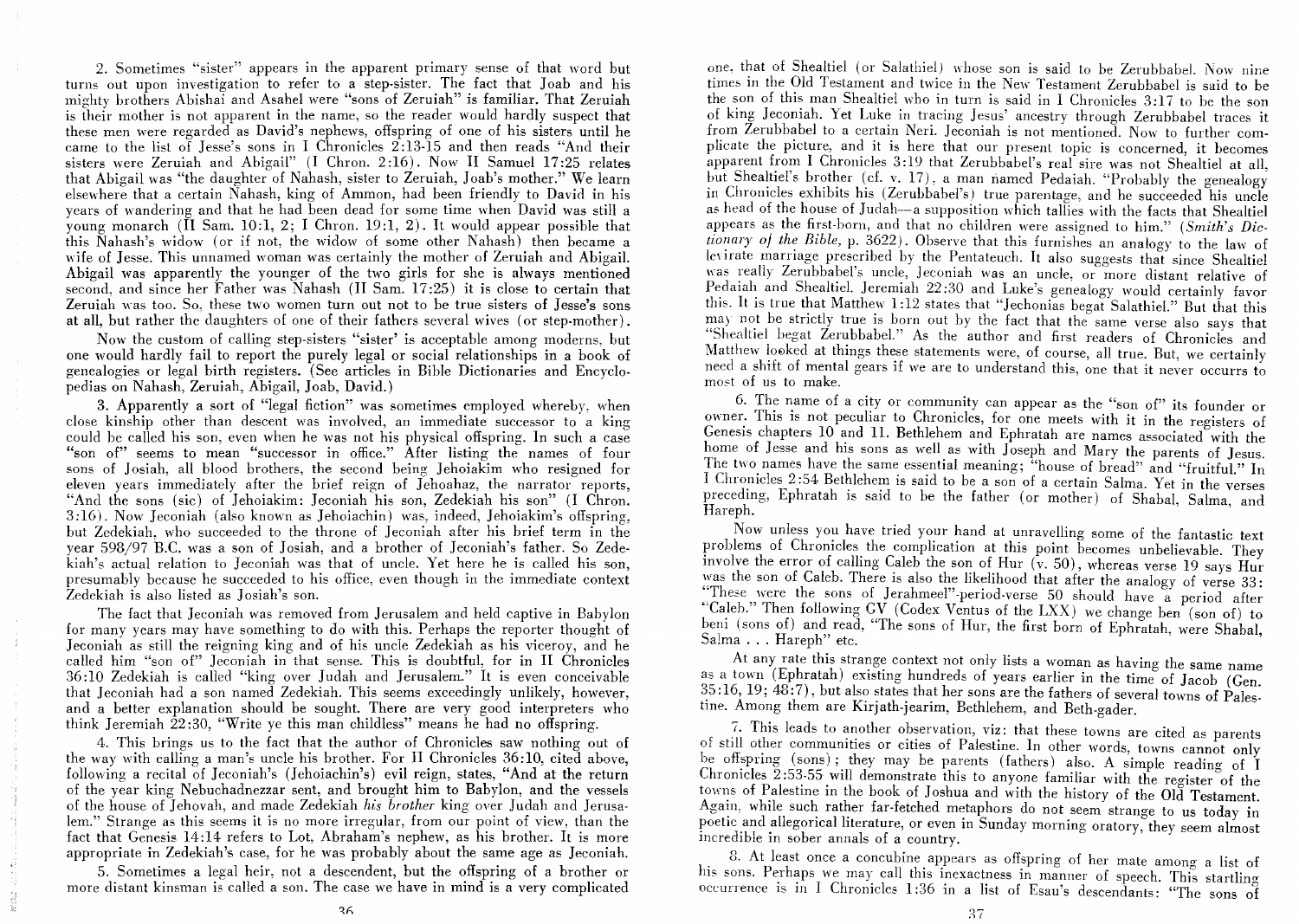2. Sometimes "sister" appears in the apparent primary sense of that word but turns out upon investigation to refer to a step-sister. The fact that Joab and his mighty brothers Abishai and Asahel were "sons of Zeruiah" is familiar. That Zeruiah is their mother is not apparent in the name, so the reader would hardly suspect that these men were regarded as David's nephews, offspring of one of his sisters until he came to the list of Jesse's sons in I Chronicles 2:13-15 and then reads "And their sisters were Zeruiah and Abigail" (I Chron. 2:16). Now II Samuel 17:25 relates that Abigail was "the daughter of Nahash, sister to Zeruiah, Joab's mother." We learn elsewhere that a certain Nahash, king of Ammon, had been friendly to David in his years of wandering and that he had been dead for some time when David was still a young monarch (II Sam. 10:1, 2; I Chron. 19:1, 2). It would appear possible that this Nahash's widow (or if not, the widow of some other Nahash) then became a wife of Jesse. This unnamed woman was certainly the mother of Zeruiah and Abigail. Abigail was apparently the younger of the two girls for she is always mentioned second, and since her Father was Nahash (II Sam. 17:25) it is close to certain that Zeruiah was too. So, these two women turn out not to be true sisters of Jesse's sons at all, but rather the daughters of one of their fathers several wives (or step-mother).

Now the custom of calling step-sisters "sister' is acceptable among moderns, but one would hardly fail to report the purely legal or social relationships in a book of genealogies or legal birth registers. (See articles in Bible Dictionaries and Encyclopedias on Nahash, Zeruiah, Abigail, Joab, David.)

3. Apparently a sort of "legal fiction" was sometimes employed whereby, when close kinship other than descent was involved, an immediate successor to a king could be called his son, even when he was not his physical offspring. In such a case "son of" seems to mean "successor in office." After listing the names of four sons of Josiah, all blood brothers, the second being Jehoiakim who resigned for eleven years immediately after the brief reign of Jehoahaz, the narrator reports, "And the sons (sic) of Jehoiakim: Jeconiah his son, Zedekiah his son" (I Chron. 3:16). Now Jeconiah (also known as Jehoiachin) was, indeed, Jehoiakim's offspring, but Zedekiah, who succeeded to the throne of Jeconiah after his brief term in the year 598/97 B.C. was a son of Josiah, and a brother of Jeconiah's father. So Zedekiah's actual relation to Jeconiah was that of uncle. Yet here he is called his son, presumably because he succeeded to his office, even though in the immediate context Zedekiah is also listed as Josiah's son.

The fact that Jeconiah was removed from Jerusalem and held captive in Babylon for many years may have something to do with this. Perhaps the reporter thought of Jeconiah as still the reigning king and of his uncle Zedekiah as his viceroy, and he called him "son of" Jeconiah in that sense. This is doubtful, for in II Chronicles 36:10 Zedekiah is called "king over Judah and Jerusalem." It is even conceivable that Jeconiah had a son named Zedekiah. This seems exceedingly unlikely, however, and a better explanation should be sought. There are very good interpreters who think Jeremiah 22:30, "Write ye this man childless" means he had no offspring.

4. This brings us to the fact that the author of Chronicles saw nothing out of the way with calling a man's uncle his brother. For II Chronicles 36:10, cited above, following a recital of Jeconiah's (Jehoiachin's) evil reign, states, "And at the return of the year king Nebuchadnezzar sent, and brought him to Babylon, and the vessels of the house of Jehovah, and made Zedekiah *his brother* king over Judah and Jerusalem." Strange as this seems it is no more irregular, from our point of view, than the fact that Genesis 14:14 refers to Lot, Abraham's nephew, as his brother. It is more appropriate in Zedekiah's case, for he was probably about the same age as Jeconiah.

5. Sometimes a legal heir, not a descendent, but the offspring of a brother or more distant kinsman is called a son. The case we have in mind is a very complicated one, that of Shealtiel (or Salathiel) whose son is said to be Zerubbabel. Now nine times in the Old Testament and twice in the New Testament Zerubbabel is said to be the son of this man Shealtiel who in turn is said in I Chronicles 3:17 to be the son of king Jeconiah. Yet Luke in tracing Jesus' ancestry through Zerubbabel traces it from Zerubbabel to a certain Neri. Jeconiah is not mentioned. Now to further complicate the picture, and it is here that our present topic is concerned, it becomes apparent from I Chronicles 3:19 that Zerubbabel's real sire was not Shealtiel at all, but Shealtiel's brother (cf. v. 17), a man named Pedaiah. "Probably the genealogy in Chronicles exhibits his (Zerubbabel's) true parentage, and he succeeded his uncle as head of the house of Judah—a supposition which tallies with the facts that Shealtiel appears as the first-born, and that no children were assigned to him." (*Smith's Dictionary of the Bible*, p. 3622). Observe that this furnishes an analogy to the law of levirate marriage prescribed by the Pentateuch. It also suggests that since Shealtiel was really Zerubbabel's uncle, Jeconiah was an uncle, or more distant relative of Pedaiah and Shealtiel. Jeremiah 22:30 and Luke's genealogy would certainly favor this. It is true that Matthew 1:12 states that "Jechonias begat Salathiel." But that this may not be strictly true is born out by the fact that the same verse also says that "Shealtiel begat Zerubbabel." As the author and first readers of Chronicles and Matthew looked at things these statements were, of course, all true. But, we certainly need a shift of mental gears if we are to understand this, one that it never occurrs to most of us to make.

6. The name of a city or community can appear as the "son of" its founder or owner. This is not peculiar to Chronicles, for one meets with it in the registers of Genesis chapters 10 and 11. Bethlehem and Ephratah are names associated with the home of Jesse and his sons as well as with Joseph and Mary the parents of Jesus. The two names have the same essential meaning; "house of bread" and "fruitful." In I Chronicles 2:54 Bethlehem is said to be a son of a certain Salma. Yet in the verses preceding, Ephratah is said to be the father (or mother) of Shabal, Salma, and Hareph.

Now unless you have tried your hand at unravelling some of the fantastic text problems of Chronicles the complication at this point becomes unbelievable. They involve the error of calling Caleb the son of Hur (v. 50), whereas verse 19 says Hur was the son of Caleb. There is also the likelihood that after the analogy of verse 33: "These were the sons of Jerahmeel"-period-verse 50 should have a period after "Caleb." Then following GV (Codex Ventus of the LXX) we change ben (son of) to beni (sons of) and read, "The sons of Hur, the first born of Ephratah, were Shabal, Salma . . . Hareph" etc.

At any rate this strange context not only lists a woman as having the same name as a town (Ephratah) existing hundreds of years earlier in the time of Jacob (Gen. 35:16, 19; 48:7), but also states that her sons are the fathers of several towns of Palestine. Among them are Kirjath-jearim, Bethlehem, and Beth-gader.

7. This leads to another observation, viz: that these towns are cited as parents of still other communities or cities of Palestine. In other words, towns cannot only be offspring (sons); they may be parents (fathers) also. A simple reading of I Chronicles 2:53-55 will demonstrate this to anyone familiar with the register of the towns of Palestine in the book of Joshua and with the history of the Old Testament. Again, while such rather far-fetched metaphors do not seem strange to us today in poetic and allegorical literature, or even in Sunday morning oratory, they seem almost incredible in sober annals of a country.

8. At least once a concubine appears as offspring of her mate among a list of his sons. Perhaps we may call this inexactness in manner of speech. This startling occurrence is in I Chronicles 1:36 in a list of Esau's descendants: "The sons of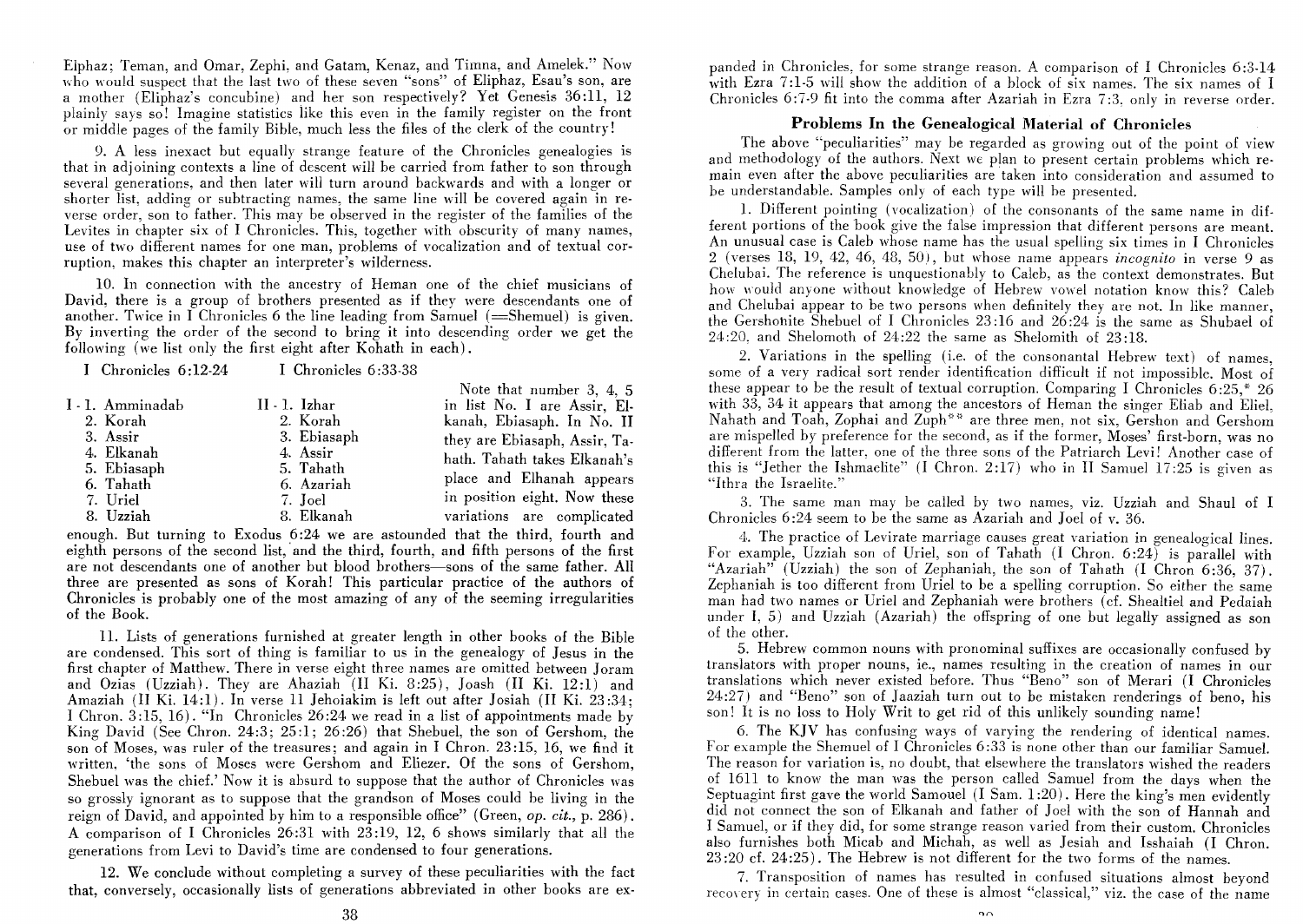Elphaz; Teman, and Omar, Zephi, and Gatam, Kenaz, and Timna, and Amelek." Now who would suspect that the last two of these seven "sons" of Eliphaz, Esau's son, are a mother (Eliphaz's concubine) and her son respectively? Yet Genesis 36:11, 12 plainly says so! Imagine statistics like this even in the family register on the front or middle pages of the family Bible, much less the files of the clerk of the country!

9. A less inexact but equally strange feature of the Chronicles genealogies is that in adjoining contexts a line of descent will be carried from father to son through several generations, and then later will turn around backwards and with a longer or shorter list, adding or subtracting names, the same line will be covered again in reverse order, son to father. This may be observed in the register of the families of the Levites in chapter six of I Chronicles. This, together with obscurity of many names, use of two different names for one man, problems of vocalization and of textual corruption, makes this chapter an interpreter's wilderness.

10. In connection with the ancestry of Heman one of the chief musicians of David, there is a group of brothers presented as if they were descendants one of another. Twice in I Chronicles 6 the line leading from Samuel (=Shemuel) is given. By inverting the order of the second to bring it into descending order we get the following (we list only the first eight after Kohath in each).

| I Chronicles 6:12-24 | I Chronicles 6:33-38 |
|---|---|
| I - 1. Amminadab | II - 1. Izhar |
| 2. Korah | 2. Korah |
| 3. Assir | 3. Ebiasaph |
| 4. Elkanah | 4. Assir |
| 5. Ebiasaph | 5. Tahath |
| 6. Tahath | 6. Azariah |
| 7. Uriel | 7. Joel |
| 8. Uzziah | 8. Elkanah |

Note that number 3, 4, 5 in list No. I are Assir, Elkanah, Ebiasaph. In No. II they are Ebiasaph, Assir, Tahath. Tahath takes Elkanah's place and Elhanah appears in position eight. Now these variations are complicated enough. But turning to Exodus 6:24 we are astounded that the third, fourth and eighth persons of the second list, and the third, fourth, and fifth persons of the first are not descendants one of another but blood brothers—sons of the same father. All three are presented as sons of Korah! This particular practice of the authors of Chronicles is probably one of the most amazing of any of the seeming irregularities of the Book.

11. Lists of generations furnished at greater length in other books of the Bible are condensed. This sort of thing is familiar to us in the genealogy of Jesus in the first chapter of Matthew. There in verse eight three names are omitted between Joram and Ozias (Uzziah). They are Ahaziah (II Ki. 8:25), Joash (II Ki. 12:1) and Amaziah (II Ki. 14:1). In verse 11 Jehoiakim is left out after Josiah (II Ki. 23:34; I Chron. 3:15, 16). "In Chronicles 26:24 we read in a list of appointments made by King David (See Chron. 24:3; 25:1; 26:26) that Shebuel, the son of Gershom, the son of Moses, was ruler of the treasures; and again in I Chron. 23:15, 16, we find it written, 'the sons of Moses were Gershom and Eliezer. Of the sons of Gershom, Shebuel was the chief.' Now it is absurd to suppose that the author of Chronicles was so grossly ignorant as to suppose that the grandson of Moses could be living in the reign of David, and appointed by him to a responsible office" (Green, *op. cit.*, p. 286). A comparison of I Chronicles 26:31 with 23:19, 12, 6 shows similarly that all the generations from Levi to David's time are condensed to four generations.

12. We conclude without completing a survey of these peculiarities with the fact that, conversely, occasionally lists of generations abbreviated in other books are expanded in Chronicles, for some strange reason. A comparison of I Chronicles 6:3-14 with Ezra 7:1-5 will show the addition of a block of six names. The six names of I Chronicles 6:7-9 fit into the comma after Azariah in Ezra 7:3, only in reverse order.

## Problems In the Genealogical Material of Chronicles

The above "peculiarities" may be regarded as growing out of the point of view and methodology of the authors. Next we plan to present certain problems which remain even after the above peculiarities are taken into consideration and assumed to be understandable. Samples only of each type will be presented.

1. Different pointing (vocalization) of the consonants of the same name in different portions of the book give the false impression that different persons are meant. An unusual case is Caleb whose name has the usual spelling six times in I Chronicles 2 (verses 18, 19, 42, 46, 48, 50), but whose name appears *incognito* in verse 9 as Chelubai. The reference is unquestionably to Caleb, as the context demonstrates. But how would anyone without knowledge of Hebrew vowel notation know this? Caleb and Chelubai appear to be two persons when definitely they are not. In like manner, the Gershonite Shebuel of I Chronicles 23:16 and 26:24 is the same as Shubael of 24:20, and Shelomoth of 24:22 the same as Shelomith of 23:18.

2. Variations in the spelling (i.e. of the consonantal Hebrew text) of names, some of a very radical sort render identification difficult if not impossible. Most of these appear to be the result of textual corruption. Comparing I Chronicles 6:25,* 26 with 33, 34 it appears that among the ancestors of Heman the singer Eliab and Eliel, Nahath and Toah, Zophai and Zuph** are three men, not six, Gershon and Gershom are mispelled by preference for the second, as if the former, Moses' first-born, was no different from the latter, one of the three sons of the Patriarch Levi! Another case of this is "Jether the Ishmaelite" (I Chron. 2:17) who in II Samuel 17:25 is given as "Ithra the Israelite."

3. The same man may be called by two names, viz. Uzziah and Shaul of I Chronicles 6:24 seem to be the same as Azariah and Joel of v. 36.

4. The practice of Levirate marriage causes great variation in genealogical lines. For example, Uzziah son of Uriel, son of Tahath (I Chron. 6:24) is parallel with "Azariah" (Uzziah) the son of Zephaniah, the son of Tahath (I Chron 6:36, 37). Zephaniah is too different from Uriel to be a spelling corruption. So either the same man had two names or Uriel and Zephaniah were brothers (cf. Shealtiel and Pedaiah under I, 5) and Uzziah (Azariah) the offspring of one but legally assigned as son of the other.

5. Hebrew common nouns with pronominal suffixes are occasionally confused by translators with proper nouns, ie., names resulting in the creation of names in our translations which never existed before. Thus "Beno" son of Merari (I Chronicles 24:27) and "Beno" son of Jaaziah turn out to be mistaken renderings of beno, his son! It is no loss to Holy Writ to get rid of this unlikely sounding name!

6. The KJV has confusing ways of varying the rendering of identical names. For example the Shemuel of I Chronicles 6:33 is none other than our familiar Samuel. The reason for variation is, no doubt, that elsewhere the translators wished the readers of 1611 to know the man was the person called Samuel from the days when the Septuagint first gave the world Samouel (I Sam. 1:20). Here the king's men evidently did not connect the son of Elkanah and father of Joel with the son of Hannah and I Samuel, or if they did, for some strange reason varied from their custom. Chronicles also furnishes both Micab and Michah, as well as Jesiah and Isshaiah (I Chron. 23:20 cf. 24:25). The Hebrew is not different for the two forms of the names.

7. Transposition of names has resulted in confused situations almost beyond recovery in certain cases. One of these is almost "classical," viz. the case of the name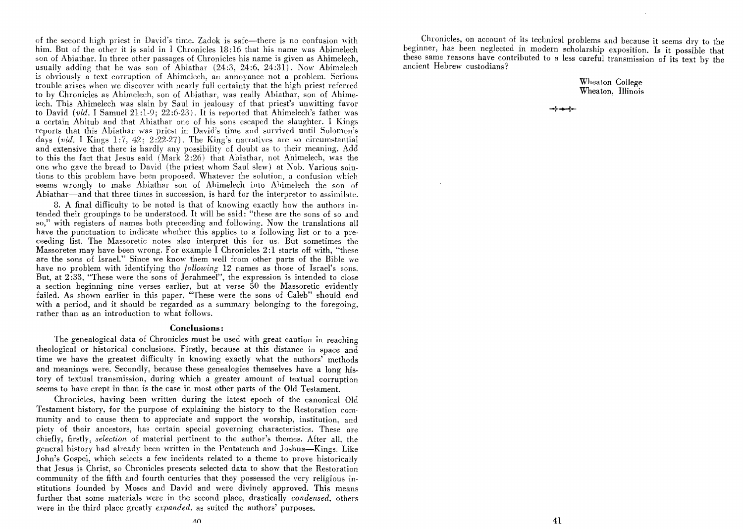of the second high priest in David's time. Zadok is safe—there is no confusion with him. But of the other it is said in I Chronicles 18:16 that his name was Abimelech son of Abiathar. In three other passages of Chronicles his name is given as Ahimelech, usually adding that he was son of Abiathar (24:3, 24:6, 24:31). Now Abimelech is obviously a text corruption of Ahimelech, an annoyance not a problem. Serious trouble arises when we discover with nearly full certainty that the high priest referred to by Chronicles as Ahimelech, son of Abiathar, was really Abiathar, son of Ahimelech. This Ahimelech was slain by Saul in jealousy of that priest's unwitting favor to David (*vid.* I Samuel 21:1-9; 22:6-23). It is reported that Ahimelech's father was a certain Ahitub and that Abiathar one of his sons escaped the slaughter. I Kings reports that this Abiathar was priest in David's time and survived until Solomon's days (*vid.* I Kings 1:7, 42; 2:22-27). The King's narratives are so circumstantial and extensive that there is hardly any possibility of doubt as to their meaning. Add to this the fact that Jesus said (Mark 2:26) that Abiathar, not Ahimelech, was the one who gave the bread to David (the priest whom Saul slew) at Nob. Various solutions to this problem have been proposed. Whatever the solution, a confusion which seems wrongly to make Abiathar son of Ahimelech into Ahimelech the son of Abiathar—and that three times in succession, is hard for the interpretor to assimilate.

8. A final difficulty to be noted is that of knowing exactly how the authors intended their groupings to be understood. It will be said: "these are the sons of so and so," with registers of names both preceeding and following. Now the translations all have the punctuation to indicate whether this applies to a following list or to a preceeding list. The Massoretic notes also interpret this for us. But sometimes the Massoretes may have been wrong. For example I Chronicles 2:1 starts off with, "these are the sons of Israel." Since we know them well from other parts of the Bible we have no problem with identifying the *following* 12 names as those of Israel's sons. But, at 2:33, "These were the sons of Jerahmeel", the expression is intended to close a section beginning nine verses earlier, but at verse 50 the Massoretic evidently failed. As shown earlier in this paper, "These were the sons of Caleb" should end with a period, and it should be regarded as a summary belonging to the foregoing, rather than as an introduction to what follows.

### Conclusions:

The genealogical data of Chronicles must be used with great caution in reaching theological or historical conclusions. Firstly, because at this distance in space and time we have the greatest difficulty in knowing exactly what the authors' methods and meanings were. Secondly, because these genealogies themselves have a long history of textual transmission, during which a greater amount of textual corruption seems to have crept in than is the case in most other parts of the Old Testament.

Chronicles, having been written during the latest epoch of the canonical Old Testament history, for the purpose of explaining the history to the Restoration community and to cause them to appreciate and support the worship, institution, and piety of their ancestors, has certain special governing characteristics. These are chiefly, firstly, *selection* of material pertinent to the author's themes. After all, the general history had already been written in the Pentateuch and Joshua—Kings. Like John's Gospel, which selects a few incidents related to a theme to prove historically that Jesus is Christ, so Chronicles presents selected data to show that the Restoration community of the fifth and fourth centuries that they possessed the very religious institutions founded by Moses and David and were divinely approved. This means further that some materials were in the second place, drastically *condensed*, others were in the third place greatly *expanded*, as suited the authors' purposes.

Chronicles, on account of its technical problems and because it seems dry to the beginner, has been neglected in modern scholarship exposition. Is it possible that these same reasons have contributed to a less careful transmission of its text by the ancient Hebrew custodians?

Wheaton College
Wheaton, Illinois